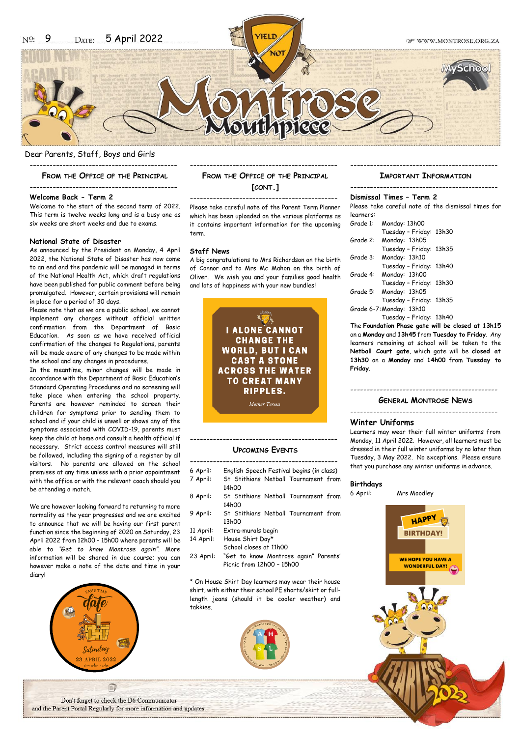Nº: 9 Date: 5 April 2022

# Montrose Mouthpiece

Dear Parents, Staff, Boys and Girls

## From the Office of the Principal

**Welcome Back - Term 2**

Welcome to the start of the second term of 2022. This term is twelve weeks long and is a busy one as six weeks are short weeks and due to exams.

**National State of Disaster**

As announced by the President on Monday, 4 April 2022, the National State of Disaster has now come to an end and the pandemic will be managed in terms of the National Health Act, which draft regulations have been published for public comment before being promulgated. However, certain provisions will remain in place for a period of 30 days.

Please note that as we are a public school, we cannot implement any changes without official written confirmation from the Department of Basic Education. As soon as we have received official confirmation of the changes to Regulations, parents will be made aware of any changes to be made within the school and any changes in procedures.

In the meantime, minor changes will be made in accordance with the Department of Basic Education's Standard Operating Procedures and no screening will take place when entering the school property. Parents are however reminded to screen their children for symptoms prior to sending them to school and if your child is unwell or shows any of the symptoms associated with COVID-19, parents must keep the child at home and consult a health official if necessary. Strict access control measures will still be followed, including the signing of a register by all visitors. No parents are allowed on the school premises at any time unless with a prior appointment with the office or with the relevant coach should you be attending a match.

We are however looking forward to returning to more normality as the year progresses and we are excited to announce that we will be having our first parent function since the beginning of 2020 on Saturday, 23 April 2022 from 12h00 – 15h00 where parents will be able to *"Get to know Montrose again"*. More information will be shared in due course; you can however make a note of the date and time in your diary!

Save the date — Saturday 23 April 2022

## From the Office of the Principal [cont.]

Please take careful note of the Parent Term Planner which has been uploaded on the various platforms as it contains important information for the upcoming term.

**Staff News**

A big congratulations to Mrs Richardson on the birth of Connor and to Mrs Mc Mahon on the birth of Oliver. We wish you and your families good health and lots of happiness with your new bundles!

> I ALONE CANNOT CHANGE THE WORLD, BUT I CAN CAST A STONE ACROSS THE WATER TO CREAT MANY RIPPLES.
>
> *Mother Teresa*

## Upcoming Events

| | |
|---|---|
| 6 April: | English Speech Festival begins (in class) |
| 7 April: | St Stithians Netball Tournament from 14h00 |
| 8 April: | St Stithians Netball Tournament from 14h00 |
| 9 April: | St Stithians Netball Tournament from 13h00 |
| 11 April: | Extra-murals begin |
| 14 April: | House Shirt Day* <br> School closes at 11h00 |
| 23 April: | "Get to know Montrose again" Parents' Picnic from 12h00 – 15h00 |

* On House Shirt Day learners may wear their house shirt, with either their school PE shorts/skirt or full-length jeans (should it be cooler weather) and takkies.

## Important Information

**Dismissal Times – Term 2**

Please take careful note of the dismissal times for learners:

| Grade | Day | Time |
|---|---|---|
| Grade 1: | Monday: | 13h00 |
| | Tuesday – Friday: | 13h30 |
| Grade 2: | Monday: | 13h05 |
| | Tuesday – Friday: | 13h35 |
| Grade 3: | Monday: | 13h10 |
| | Tuesday – Friday: | 13h40 |
| Grade 4: | Monday: | 13h00 |
| | Tuesday – Friday: | 13h30 |
| Grade 5: | Monday: | 13h05 |
| | Tuesday – Friday: | 13h35 |
| Grade 6-7: | Monday: | 13h10 |
| | Tuesday – Friday: | 13h40 |

The **Foundation Phase gate will be closed at 13h15** on a **Monday** and **13h45** from **Tuesday to Friday**. Any learners remaining at school will be taken to the **Netball Court gate**, which gate will be **closed at 13h30** on a **Monday** and **14h00** from **Tuesday to Friday**.

## General Montrose News

### Winter Uniforms

Learners may wear their full winter uniforms from Monday, 11 April 2022. However, all learners must be dressed in their full winter uniforms by no later than Tuesday, 3 May 2022. No exceptions. Please ensure that you purchase any winter uniforms in advance.

**Birthdays**

6 April: Mrs Moodley

HAPPY BIRTHDAY! WE HOPE YOU HAVE A WONDERFUL DAY!

Don't forget to check the D6 Communicator and the Parent Portal Regularly for more information and updates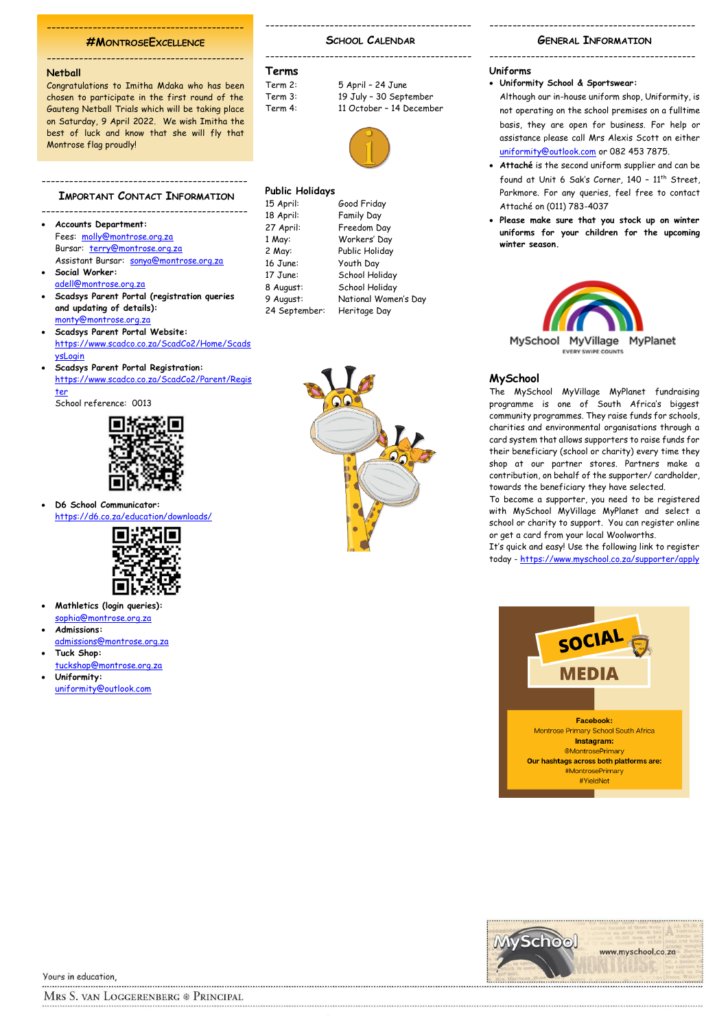## #MontroseExcellence

**Netball**

Congratulations to Imitha Mdaka who has been chosen to participate in the first round of the Gauteng Netball Trials which will be taking place on Saturday, 9 April 2022. We wish Imitha the best of luck and know that she will fly that Montrose flag proudly!

## Important Contact Information

- **Accounts Department:**
  Fees: molly@montrose.org.za
  Bursar: terry@montrose.org.za
  Assistant Bursar: sonya@montrose.org.za
- **Social Worker:**
  adell@montrose.org.za
- **Scadsys Parent Portal (registration queries and updating of details):**
  monty@montrose.org.za
- **Scadsys Parent Portal Website:**
  https://www.scadco.co.za/ScadCo2/Home/ScadsysLogin
- **Scadsys Parent Portal Registration:**
  https://www.scadco.co.za/ScadCo2/Parent/Register
  School reference: 0013
- **D6 School Communicator:**
  https://d6.co.za/education/downloads/
- **Mathletics (login queries):**
  sophia@montrose.org.za
- **Admissions:**
  admissions@montrose.org.za
- **Tuck Shop:**
  tuckshop@montrose.org.za
- **Uniformity:**
  uniformity@outlook.com

## School Calendar

### Terms

| | |
|---|---|
| Term 2: | 5 April – 24 June |
| Term 3: | 19 July – 30 September |
| Term 4: | 11 October – 14 December |

### Public Holidays

| | |
|---|---|
| 15 April: | Good Friday |
| 18 April: | Family Day |
| 27 April: | Freedom Day |
| 1 May: | Workers' Day |
| 2 May: | Public Holiday |
| 16 June: | Youth Day |
| 17 June: | School Holiday |
| 8 August: | School Holiday |
| 9 August: | National Women's Day |
| 24 September: | Heritage Day |

## General Information

### Uniforms

- **Uniformity School & Sportswear:**
  Although our in-house uniform shop, Uniformity, is not operating on the school premises on a fulltime basis, they are open for business. For help or assistance please call Mrs Alexis Scott on either uniformity@outlook.com or 082 453 7875.
- **Attaché** is the second uniform supplier and can be found at Unit 6 Sak's Corner, 140 – 11th Street, Parkmore. For any queries, feel free to contact Attaché on (011) 783-4037
- **Please make sure that you stock up on winter uniforms for your children for the upcoming winter season.**

MySchool MyVillage MyPlanet
EVERY SWIPE COUNTS

### MySchool

The MySchool MyVillage MyPlanet fundraising programme is one of South Africa's biggest community programmes. They raise funds for schools, charities and environmental organisations through a card system that allows supporters to raise funds for their beneficiary (school or charity) every time they shop at our partner stores. Partners make a contribution, on behalf of the supporter/ cardholder, towards the beneficiary they have selected.

To become a supporter, you need to be registered with MySchool MyVillage MyPlanet and select a school or charity to support. You can register online or get a card from your local Woolworths.

It's quick and easy! Use the following link to register today - https://www.myschool.co.za/supporter/apply

**SOCIAL MEDIA**

**Facebook:**
Montrose Primary School South Africa
**Instagram:**
@MontrosePrimary
**Our hashtags across both platforms are:**
#MontrosePrimary
#YieldNot

MySchool www.myschool.co.za

Yours in education,

Mrs S. van Loggerenberg ❁ Principal